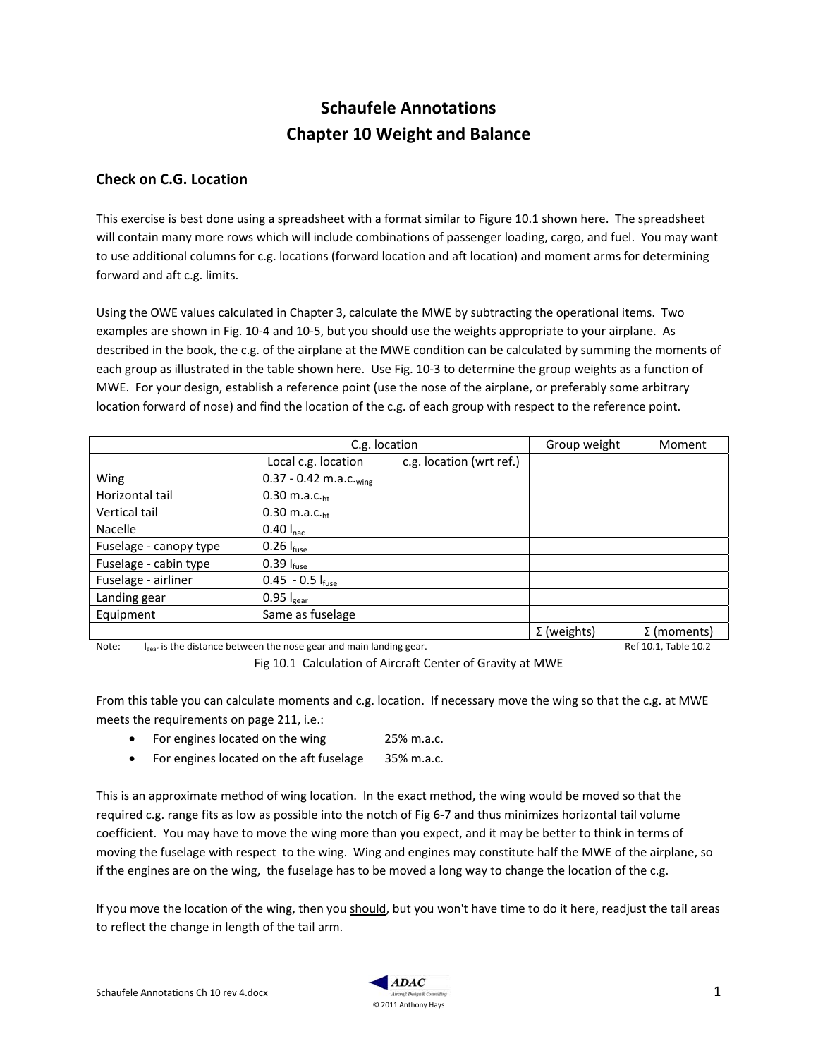# Schaufele Annotations
# Chapter 10 Weight and Balance

## Check on C.G. Location

This exercise is best done using a spreadsheet with a format similar to Figure 10.1 shown here. The spreadsheet will contain many more rows which will include combinations of passenger loading, cargo, and fuel. You may want to use additional columns for c.g. locations (forward location and aft location) and moment arms for determining forward and aft c.g. limits.

Using the OWE values calculated in Chapter 3, calculate the MWE by subtracting the operational items. Two examples are shown in Fig. 10-4 and 10-5, but you should use the weights appropriate to your airplane. As described in the book, the c.g. of the airplane at the MWE condition can be calculated by summing the moments of each group as illustrated in the table shown here. Use Fig. 10-3 to determine the group weights as a function of MWE. For your design, establish a reference point (use the nose of the airplane, or preferably some arbitrary location forward of nose) and find the location of the c.g. of each group with respect to the reference point.

| | C.g. location | | Group weight | Moment |
|---|---|---|---|---|
| | Local c.g. location | c.g. location (wrt ref.) | | |
| Wing | 0.37 - 0.42 m.a.c.$_{wing}$ | | | |
| Horizontal tail | 0.30 m.a.c.$_{ht}$ | | | |
| Vertical tail | 0.30 m.a.c.$_{ht}$ | | | |
| Nacelle | 0.40 $l_{nac}$ | | | |
| Fuselage - canopy type | 0.26 $l_{fuse}$ | | | |
| Fuselage - cabin type | 0.39 $l_{fuse}$ | | | |
| Fuselage - airliner | 0.45 - 0.5 $l_{fuse}$ | | | |
| Landing gear | 0.95 $l_{gear}$ | | | |
| Equipment | Same as fuselage | | | |
| | | | Σ (weights) | Σ (moments) |

Note: $l_{gear}$ is the distance between the nose gear and main landing gear. Ref 10.1, Table 10.2

Fig 10.1 Calculation of Aircraft Center of Gravity at MWE

From this table you can calculate moments and c.g. location. If necessary move the wing so that the c.g. at MWE meets the requirements on page 211, i.e.:

- For engines located on the wing 25% m.a.c.
- For engines located on the aft fuselage 35% m.a.c.

This is an approximate method of wing location. In the exact method, the wing would be moved so that the required c.g. range fits as low as possible into the notch of Fig 6-7 and thus minimizes horizontal tail volume coefficient. You may have to move the wing more than you expect, and it may be better to think in terms of moving the fuselage with respect to the wing. Wing and engines may constitute half the MWE of the airplane, so if the engines are on the wing, the fuselage has to be moved a long way to change the location of the c.g.

If you move the location of the wing, then you <u>should</u>, but you won't have time to do it here, readjust the tail areas to reflect the change in length of the tail arm.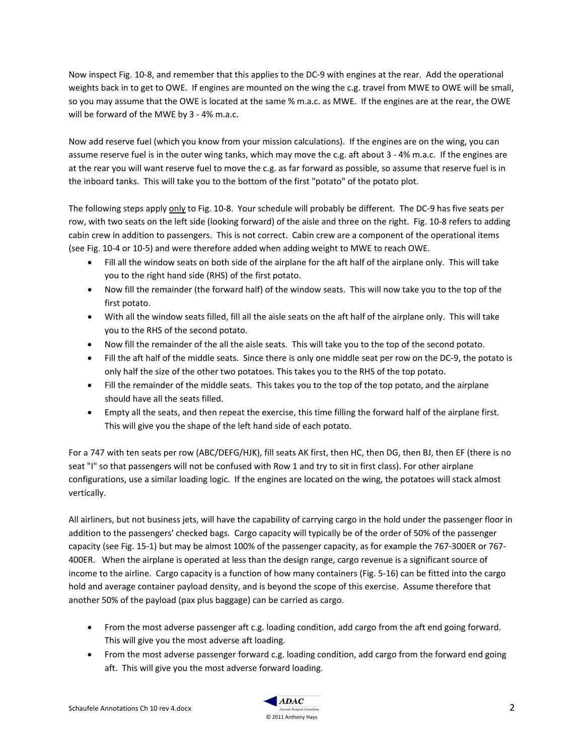Now inspect Fig. 10-8, and remember that this applies to the DC-9 with engines at the rear. Add the operational weights back in to get to OWE. If engines are mounted on the wing the c.g. travel from MWE to OWE will be small, so you may assume that the OWE is located at the same % m.a.c. as MWE. If the engines are at the rear, the OWE will be forward of the MWE by 3 - 4% m.a.c.

Now add reserve fuel (which you know from your mission calculations). If the engines are on the wing, you can assume reserve fuel is in the outer wing tanks, which may move the c.g. aft about 3 - 4% m.a.c. If the engines are at the rear you will want reserve fuel to move the c.g. as far forward as possible, so assume that reserve fuel is in the inboard tanks. This will take you to the bottom of the first "potato" of the potato plot.

The following steps apply <u>only</u> to Fig. 10-8. Your schedule will probably be different. The DC-9 has five seats per row, with two seats on the left side (looking forward) of the aisle and three on the right. Fig. 10-8 refers to adding cabin crew in addition to passengers. This is not correct. Cabin crew are a component of the operational items (see Fig. 10-4 or 10-5) and were therefore added when adding weight to MWE to reach OWE.

- Fill all the window seats on both side of the airplane for the aft half of the airplane only. This will take you to the right hand side (RHS) of the first potato.
- Now fill the remainder (the forward half) of the window seats. This will now take you to the top of the first potato.
- With all the window seats filled, fill all the aisle seats on the aft half of the airplane only. This will take you to the RHS of the second potato.
- Now fill the remainder of the all the aisle seats. This will take you to the top of the second potato.
- Fill the aft half of the middle seats. Since there is only one middle seat per row on the DC-9, the potato is only half the size of the other two potatoes. This takes you to the RHS of the top potato.
- Fill the remainder of the middle seats. This takes you to the top of the top potato, and the airplane should have all the seats filled.
- Empty all the seats, and then repeat the exercise, this time filling the forward half of the airplane first. This will give you the shape of the left hand side of each potato.

For a 747 with ten seats per row (ABC/DEFG/HJK), fill seats AK first, then HC, then DG, then BJ, then EF (there is no seat "I" so that passengers will not be confused with Row 1 and try to sit in first class). For other airplane configurations, use a similar loading logic. If the engines are located on the wing, the potatoes will stack almost vertically.

All airliners, but not business jets, will have the capability of carrying cargo in the hold under the passenger floor in addition to the passengers' checked bags. Cargo capacity will typically be of the order of 50% of the passenger capacity (see Fig. 15-1) but may be almost 100% of the passenger capacity, as for example the 767-300ER or 767-400ER. When the airplane is operated at less than the design range, cargo revenue is a significant source of income to the airline. Cargo capacity is a function of how many containers (Fig. 5-16) can be fitted into the cargo hold and average container payload density, and is beyond the scope of this exercise. Assume therefore that another 50% of the payload (pax plus baggage) can be carried as cargo.

- From the most adverse passenger aft c.g. loading condition, add cargo from the aft end going forward. This will give you the most adverse aft loading.
- From the most adverse passenger forward c.g. loading condition, add cargo from the forward end going aft. This will give you the most adverse forward loading.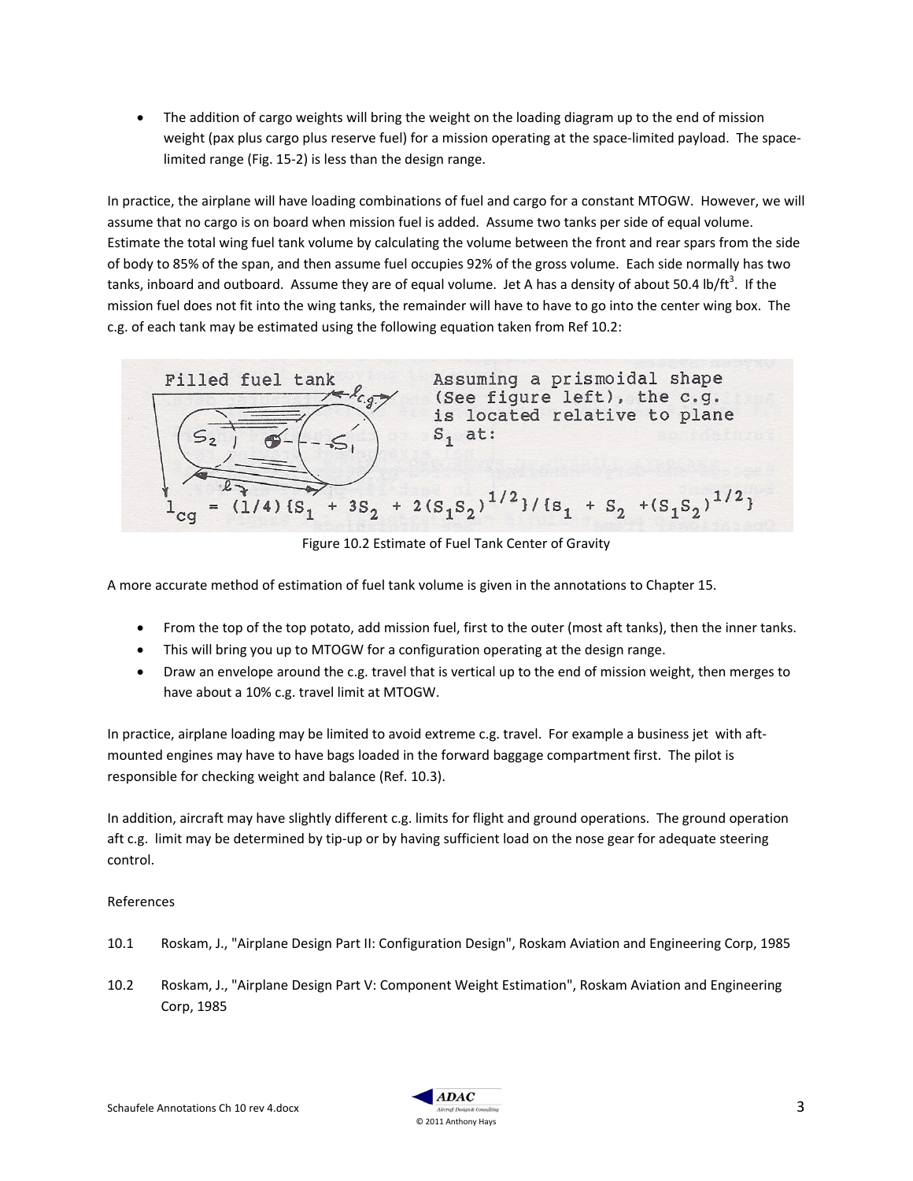- The addition of cargo weights will bring the weight on the loading diagram up to the end of mission weight (pax plus cargo plus reserve fuel) for a mission operating at the space-limited payload. The space-limited range (Fig. 15-2) is less than the design range.

In practice, the airplane will have loading combinations of fuel and cargo for a constant MTOGW. However, we will assume that no cargo is on board when mission fuel is added. Assume two tanks per side of equal volume. Estimate the total wing fuel tank volume by calculating the volume between the front and rear spars from the side of body to 85% of the span, and then assume fuel occupies 92% of the gross volume. Each side normally has two tanks, inboard and outboard. Assume they are of equal volume. Jet A has a density of about 50.4 lb/ft$^3$. If the mission fuel does not fit into the wing tanks, the remainder will have to have to go into the center wing box. The c.g. of each tank may be estimated using the following equation taken from Ref 10.2:

Filled fuel tank

Assuming a prismoidal shape (See figure left), the c.g. is located relative to plane $S_1$ at:

$$l_{cg} = (1/4)\{S_1 + 3S_2 + 2(S_1S_2)^{1/2}\}/\{S_1 + S_2 + (S_1S_2)^{1/2}\}$$

Figure 10.2 Estimate of Fuel Tank Center of Gravity

A more accurate method of estimation of fuel tank volume is given in the annotations to Chapter 15.

- From the top of the top potato, add mission fuel, first to the outer (most aft tanks), then the inner tanks.
- This will bring you up to MTOGW for a configuration operating at the design range.
- Draw an envelope around the c.g. travel that is vertical up to the end of mission weight, then merges to have about a 10% c.g. travel limit at MTOGW.

In practice, airplane loading may be limited to avoid extreme c.g. travel. For example a business jet with aft-mounted engines may have to have bags loaded in the forward baggage compartment first. The pilot is responsible for checking weight and balance (Ref. 10.3).

In addition, aircraft may have slightly different c.g. limits for flight and ground operations. The ground operation aft c.g. limit may be determined by tip-up or by having sufficient load on the nose gear for adequate steering control.

References

10.1 Roskam, J., "Airplane Design Part II: Configuration Design", Roskam Aviation and Engineering Corp, 1985

10.2 Roskam, J., "Airplane Design Part V: Component Weight Estimation", Roskam Aviation and Engineering Corp, 1985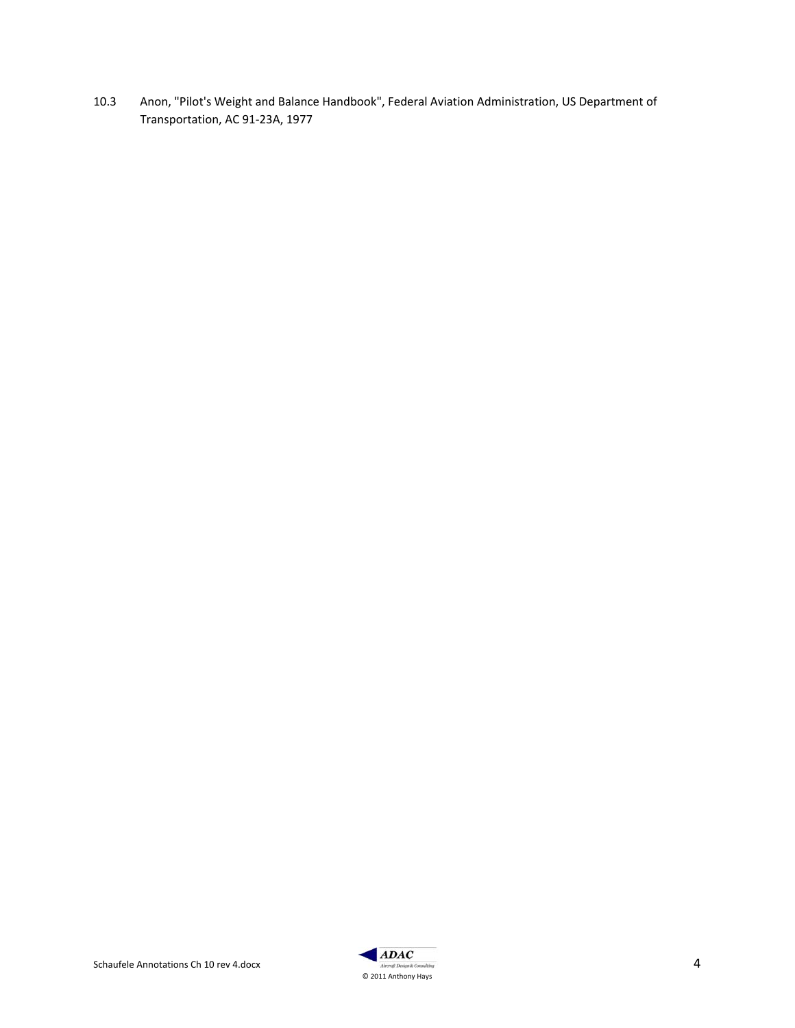10.3 Anon, "Pilot's Weight and Balance Handbook", Federal Aviation Administration, US Department of Transportation, AC 91-23A, 1977